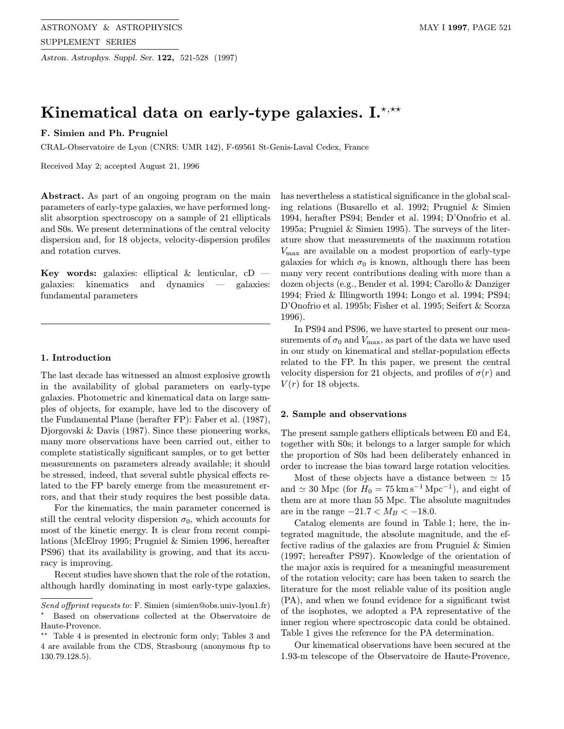# Kinematical data on early-type galaxies. I.[⋆,⋆⋆]

**F. Simien and Ph. Prugniel**

CRAL-Observatoire de Lyon (CNRS: UMR 142), F-69561 St-Genis-Laval Cedex, France

Received May 2; accepted August 21, 1996

**Abstract.** As part of an ongoing program on the main parameters of early-type galaxies, we have performed long-slit absorption spectroscopy on a sample of 21 ellipticals and S0s. We present determinations of the central velocity dispersion and, for 18 objects, velocity-dispersion profiles and rotation curves.

**Key words:** galaxies: elliptical & lenticular, cD — galaxies: kinematics and dynamics — galaxies: fundamental parameters

## 1. Introduction

The last decade has witnessed an almost explosive growth in the availability of global parameters on early-type galaxies. Photometric and kinematical data on large samples of objects, for example, have led to the discovery of the Fundamental Plane (herafter FP): Faber et al. (1987), Djorgovski & Davis (1987). Since these pioneering works, many more observations have been carried out, either to complete statistically significant samples, or to get better measurements on parameters already available; it should be stressed, indeed, that several subtle physical effects related to the FP barely emerge from the measurement errors, and that their study requires the best possible data.

For the kinematics, the main parameter concerned is still the central velocity dispersion $\sigma_0$, which accounts for most of the kinetic energy. It is clear from recent compilations (McElroy 1995; Prugniel & Simien 1996, hereafter PS96) that its availability is growing, and that its accuracy is improving.

Recent studies have shown that the role of the rotation, although hardly dominating in most early-type galaxies, has nevertheless a statistical significance in the global scaling relations (Busarello et al. 1992; Prugniel & Simien 1994, herafter PS94; Bender et al. 1994; D'Onofrio et al. 1995a; Prugniel & Simien 1995). The surveys of the literature show that measurements of the maximum rotation $V_{\max}$ are available on a modest proportion of early-type galaxies for which $\sigma_0$ is known, although there has been many very recent contributions dealing with more than a dozen objects (e.g., Bender et al. 1994; Carollo & Danziger 1994; Fried & Illingworth 1994; Longo et al. 1994; PS94; D'Onofrio et al. 1995b; Fisher et al. 1995; Seifert & Scorza 1996).

In PS94 and PS96, we have started to present our measurements of $\sigma_0$ and $V_{\max}$, as part of the data we have used in our study on kinematical and stellar-population effects related to the FP. In this paper, we present the central velocity dispersion for 21 objects, and profiles of $\sigma(r)$ and $V(r)$ for 18 objects.

## 2. Sample and observations

The present sample gathers ellipticals between E0 and E4, together with S0s; it belongs to a larger sample for which the proportion of S0s had been deliberately enhanced in order to increase the bias toward large rotation velocities.

Most of these objects have a distance between $\simeq 15$ and $\simeq 30$ Mpc (for $H_0 = 75\,\mathrm{km\,s^{-1}\,Mpc^{-1}}$), and eight of them are at more than 55 Mpc. The absolute magnitudes are in the range $-21.7 < M_B < -18.0$.

Catalog elements are found in Table 1; here, the integrated magnitude, the absolute magnitude, and the effective radius of the galaxies are from Prugniel & Simien (1997; hereafter PS97). Knowledge of the orientation of the major axis is required for a meaningful measurement of the rotation velocity; care has been taken to search the literature for the most reliable value of its position angle (PA), and when we found evidence for a significant twist of the isophotes, we adopted a PA representative of the inner region where spectroscopic data could be obtained. Table 1 gives the reference for the PA determination.

Our kinematical observations have been secured at the 1.93-m telescope of the Observatoire de Haute-Provence,

---

*Send offprint requests to*: F. Simien (simien@obs.univ-lyon1.fr)

[⋆] Based on observations collected at the Observatoire de Haute-Provence.

[⋆⋆] Table 4 is presented in electronic form only; Tables 3 and 4 are available from the CDS, Strasbourg (anonymous ftp to 130.79.128.5).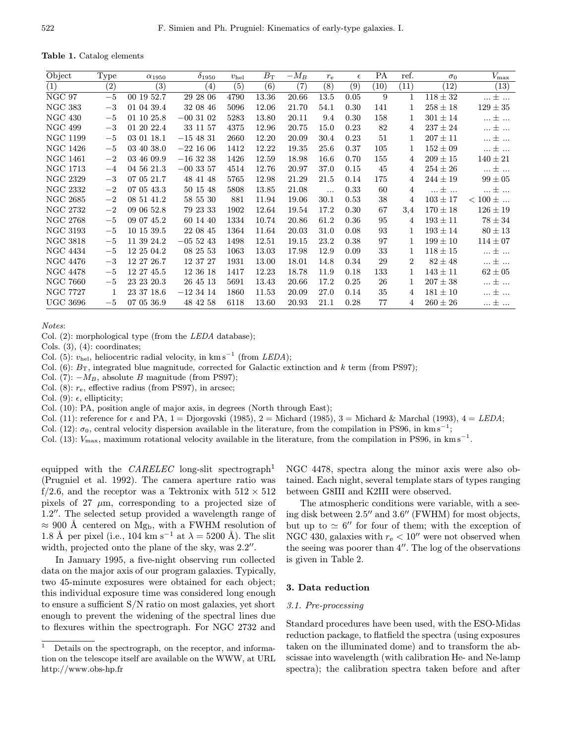**Table 1.** Catalog elements

| Object | Type | $\alpha_{1950}$ | $\delta_{1950}$ | $v_{\rm hel}$ | $B_{\rm T}$ | $-M_B$ | $r_{\rm e}$ | $\epsilon$ | PA | ref. | $\sigma_0$ | $V_{\rm max}$ |
|---|---|---|---|---|---|---|---|---|---|---|---|---|
| (1) | (2) | (3) | (4) | (5) | (6) | (7) | (8) | (9) | (10) | (11) | (12) | (13) |
| NGC 97 | −5 | 00 19 52.7 | 29 28 06 | 4790 | 13.36 | 20.66 | 13.5 | 0.05 | 9 | 1 | $118 \pm 32$ | ... ± ... |
| NGC 383 | −3 | 01 04 39.4 | 32 08 46 | 5096 | 12.06 | 21.70 | 54.1 | 0.30 | 141 | 1 | $258 \pm 18$ | $129 \pm 35$ |
| NGC 430 | −5 | 01 10 25.8 | −00 31 02 | 5283 | 13.80 | 20.11 | 9.4 | 0.30 | 158 | 1 | $301 \pm 14$ | ... ± ... |
| NGC 499 | −3 | 01 20 22.4 | 33 11 57 | 4375 | 12.96 | 20.75 | 15.0 | 0.23 | 82 | 4 | $237 \pm 24$ | ... ± ... |
| NGC 1199 | −5 | 03 01 18.1 | −15 48 31 | 2660 | 12.20 | 20.09 | 30.4 | 0.23 | 51 | 1 | $207 \pm 11$ | ... ± ... |
| NGC 1426 | −5 | 03 40 38.0 | −22 16 06 | 1412 | 12.22 | 19.35 | 25.6 | 0.37 | 105 | 1 | $152 \pm 09$ | ... ± ... |
| NGC 1461 | −2 | 03 46 09.9 | −16 32 38 | 1426 | 12.59 | 18.98 | 16.6 | 0.70 | 155 | 4 | $209 \pm 15$ | $140 \pm 21$ |
| NGC 1713 | −4 | 04 56 21.3 | −00 33 57 | 4514 | 12.76 | 20.97 | 37.0 | 0.15 | 45 | 4 | $254 \pm 26$ | ... ± ... |
| NGC 2329 | −3 | 07 05 21.7 | 48 41 48 | 5765 | 12.98 | 21.29 | 21.5 | 0.14 | 175 | 4 | $244 \pm 19$ | $99 \pm 05$ |
| NGC 2332 | −2 | 07 05 43.3 | 50 15 48 | 5808 | 13.85 | 21.08 | ... | 0.33 | 60 | 4 | ... ± ... | ... ± ... |
| NGC 2685 | −2 | 08 51 41.2 | 58 55 30 | 881 | 11.94 | 19.06 | 30.1 | 0.53 | 38 | 4 | $103 \pm 17$ | < 100 ± ... |
| NGC 2732 | −2 | 09 06 52.8 | 79 23 33 | 1902 | 12.64 | 19.54 | 17.2 | 0.30 | 67 | 3,4 | $170 \pm 18$ | $126 \pm 19$ |
| NGC 2768 | −5 | 09 07 45.2 | 60 14 40 | 1334 | 10.74 | 20.86 | 61.2 | 0.36 | 95 | 4 | $193 \pm 11$ | $78 \pm 34$ |
| NGC 3193 | −5 | 10 15 39.5 | 22 08 45 | 1364 | 11.64 | 20.03 | 31.0 | 0.08 | 93 | 1 | $193 \pm 14$ | $80 \pm 13$ |
| NGC 3818 | −5 | 11 39 24.2 | −05 52 43 | 1498 | 12.51 | 19.15 | 23.2 | 0.38 | 97 | 1 | $199 \pm 10$ | $114 \pm 07$ |
| NGC 4434 | −5 | 12 25 04.2 | 08 25 53 | 1063 | 13.03 | 17.98 | 12.9 | 0.09 | 33 | 1 | $118 \pm 15$ | ... ± ... |
| NGC 4476 | −3 | 12 27 26.7 | 12 37 27 | 1931 | 13.00 | 18.01 | 14.8 | 0.34 | 29 | 2 | $82 \pm 48$ | ... ± ... |
| NGC 4478 | −5 | 12 27 45.5 | 12 36 18 | 1417 | 12.23 | 18.78 | 11.9 | 0.18 | 133 | 1 | $143 \pm 11$ | $62 \pm 05$ |
| NGC 7660 | −5 | 23 23 20.3 | 26 45 13 | 5691 | 13.43 | 20.66 | 17.2 | 0.25 | 26 | 1 | $207 \pm 38$ | ... ± ... |
| NGC 7727 | 1 | 23 37 18.6 | −12 34 14 | 1860 | 11.53 | 20.09 | 27.0 | 0.14 | 35 | 4 | $181 \pm 10$ | ... ± ... |
| UGC 3696 | −5 | 07 05 36.9 | 48 42 58 | 6118 | 13.60 | 20.93 | 21.1 | 0.28 | 77 | 4 | $260 \pm 26$ | ... ± ... |

*Notes*:
Col. (2): morphological type (from the *LEDA* database);
Cols. (3), (4): coordinates;
Col. (5): $v_{\rm hel}$, heliocentric radial velocity, in km s$^{-1}$ (from *LEDA*);
Col. (6): $B_{\rm T}$, integrated blue magnitude, corrected for Galactic extinction and $k$ term (from PS97);
Col. (7): $-M_B$, absolute $B$ magnitude (from PS97);
Col. (8): $r_{\rm e}$, effective radius (from PS97), in arcsec;
Col. (9): $\epsilon$, ellipticity;
Col. (10): PA, position angle of major axis, in degrees (North through East);
Col. (11): reference for $\epsilon$ and PA, 1 = Djorgovski (1985), 2 = Michard (1985), 3 = Michard & Marchal (1993), 4 = *LEDA*;
Col. (12): $\sigma_0$, central velocity dispersion available in the literature, from the compilation in PS96, in km s$^{-1}$;
Col. (13): $V_{\rm max}$, maximum rotational velocity available in the literature, from the compilation in PS96, in km s$^{-1}$.

equipped with the *CARELEC* long-slit spectrograph[1] (Prugniel et al. 1992). The camera aperture ratio was f/2.6, and the receptor was a Tektronix with 512 × 512 pixels of 27 μm, corresponding to a projected size of 1.2″. The selected setup provided a wavelength range of ≈ 900 Å centered on $\mathrm{Mg_b}$, with a FWHM resolution of 1.8 Å per pixel (i.e., 104 km s$^{-1}$ at $\lambda = 5200$ Å). The slit width, projected onto the plane of the sky, was 2.2″.

In January 1995, a five-night observing run collected data on the major axis of our program galaxies. Typically, two 45-minute exposures were obtained for each object; this individual exposure time was considered long enough to ensure a sufficient S/N ratio on most galaxies, yet short enough to prevent the widening of the spectral lines due to flexures within the spectrograph. For NGC 2732 and NGC 4478, spectra along the minor axis were also obtained. Each night, several template stars of types ranging between G8III and K2III were observed.

The atmospheric conditions were variable, with a seeing disk between 2.5″ and 3.6″ (FWHM) for most objects, but up to ≃ 6″ for four of them; with the exception of NGC 430, galaxies with $r_{\rm e} < 10''$ were not observed when the seeing was poorer than 4″. The log of the observations is given in Table 2.

## 3. Data reduction

### 3.1. Pre-processing

Standard procedures have been used, with the ESO-Midas reduction package, to flatfield the spectra (using exposures taken on the illuminated dome) and to transform the abscissae into wavelength (with calibration He- and Ne-lamp spectra); the calibration spectra taken before and after

[1] Details on the spectrograph, on the receptor, and information on the telescope itself are available on the WWW, at URL http://www.obs-hp.fr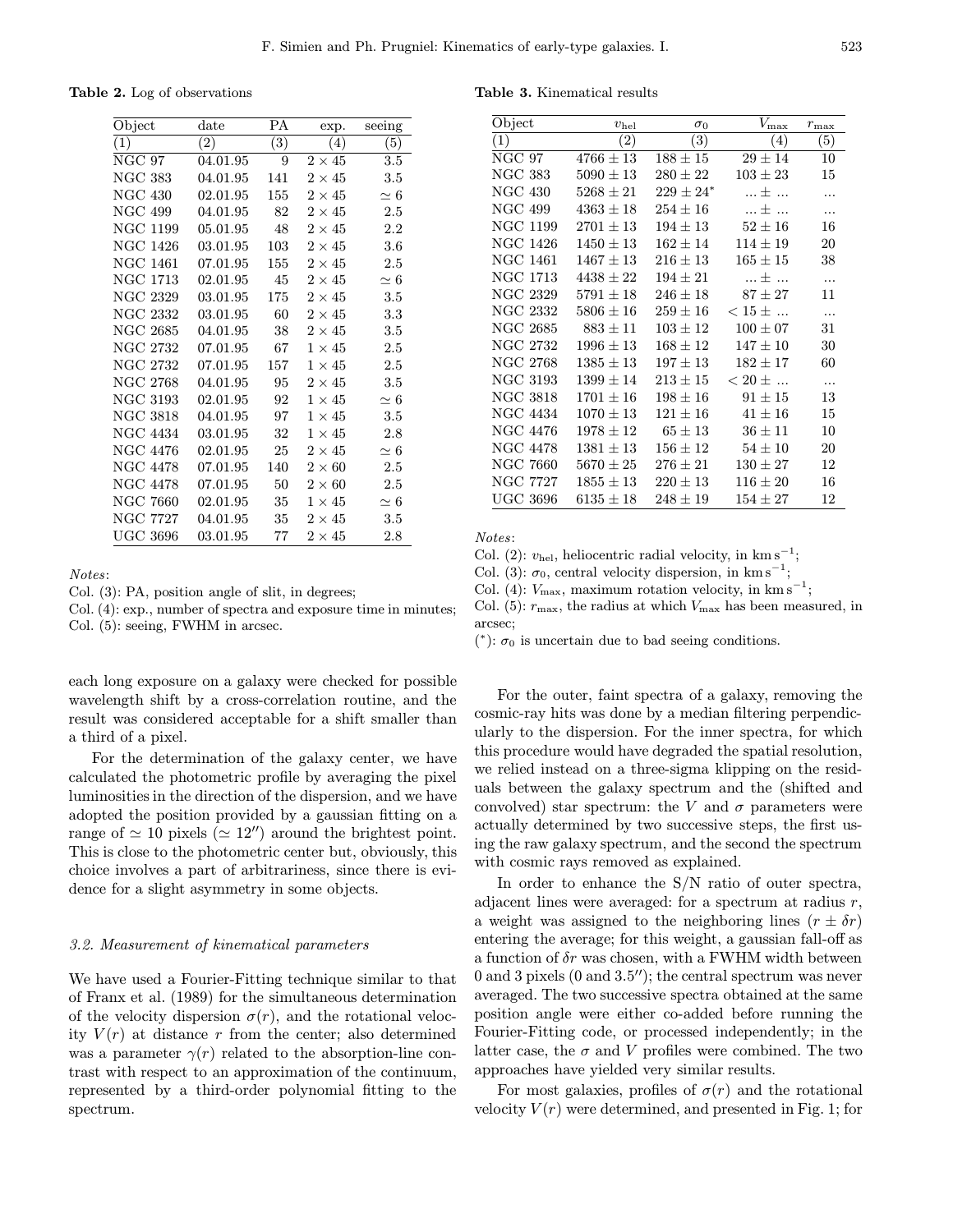**Table 2.** Log of observations

| Object | date | PA | exp. | seeing |
|---|---|---|---|---|
| (1) | (2) | (3) | (4) | (5) |
| NGC 97 | 04.01.95 | 9 | $2 \times 45$ | 3.5 |
| NGC 383 | 04.01.95 | 141 | $2 \times 45$ | 3.5 |
| NGC 430 | 02.01.95 | 155 | $2 \times 45$ | $\simeq 6$ |
| NGC 499 | 04.01.95 | 82 | $2 \times 45$ | 2.5 |
| NGC 1199 | 05.01.95 | 48 | $2 \times 45$ | 2.2 |
| NGC 1426 | 03.01.95 | 103 | $2 \times 45$ | 3.6 |
| NGC 1461 | 07.01.95 | 155 | $2 \times 45$ | 2.5 |
| NGC 1713 | 02.01.95 | 45 | $2 \times 45$ | $\simeq 6$ |
| NGC 2329 | 03.01.95 | 175 | $2 \times 45$ | 3.5 |
| NGC 2332 | 03.01.95 | 60 | $2 \times 45$ | 3.3 |
| NGC 2685 | 04.01.95 | 38 | $2 \times 45$ | 3.5 |
| NGC 2732 | 07.01.95 | 67 | $1 \times 45$ | 2.5 |
| NGC 2732 | 07.01.95 | 157 | $1 \times 45$ | 2.5 |
| NGC 2768 | 04.01.95 | 95 | $2 \times 45$ | 3.5 |
| NGC 3193 | 02.01.95 | 92 | $1 \times 45$ | $\simeq 6$ |
| NGC 3818 | 04.01.95 | 97 | $1 \times 45$ | 3.5 |
| NGC 4434 | 03.01.95 | 32 | $1 \times 45$ | 2.8 |
| NGC 4476 | 02.01.95 | 25 | $2 \times 45$ | $\simeq 6$ |
| NGC 4478 | 07.01.95 | 140 | $2 \times 60$ | 2.5 |
| NGC 4478 | 07.01.95 | 50 | $2 \times 60$ | 2.5 |
| NGC 7660 | 02.01.95 | 35 | $1 \times 45$ | $\simeq 6$ |
| NGC 7727 | 04.01.95 | 35 | $2 \times 45$ | 3.5 |
| UGC 3696 | 03.01.95 | 77 | $2 \times 45$ | 2.8 |

*Notes*:

Col. (3): PA, position angle of slit, in degrees;

Col. (4): exp., number of spectra and exposure time in minutes;

Col. (5): seeing, FWHM in arcsec.

**Table 3.** Kinematical results

| Object | $v_{\rm hel}$ | $\sigma_0$ | $V_{\max}$ | $r_{\max}$ |
|---|---|---|---|---|
| (1) | (2) | (3) | (4) | (5) |
| NGC 97 | $4766 \pm 13$ | $188 \pm 15$ | $29 \pm 14$ | 10 |
| NGC 383 | $5090 \pm 13$ | $280 \pm 22$ | $103 \pm 23$ | 15 |
| NGC 430 | $5268 \pm 21$ | $229 \pm 24^{*}$ | ... ± ... | ... |
| NGC 499 | $4363 \pm 18$ | $254 \pm 16$ | ... ± ... | ... |
| NGC 1199 | $2701 \pm 13$ | $194 \pm 13$ | $52 \pm 16$ | 16 |
| NGC 1426 | $1450 \pm 13$ | $162 \pm 14$ | $114 \pm 19$ | 20 |
| NGC 1461 | $1467 \pm 13$ | $216 \pm 13$ | $165 \pm 15$ | 38 |
| NGC 1713 | $4438 \pm 22$ | $194 \pm 21$ | ... ± ... | ... |
| NGC 2329 | $5791 \pm 18$ | $246 \pm 18$ | $87 \pm 27$ | 11 |
| NGC 2332 | $5806 \pm 16$ | $259 \pm 16$ | $< 15 \pm$ ... | ... |
| NGC 2685 | $883 \pm 11$ | $103 \pm 12$ | $100 \pm 07$ | 31 |
| NGC 2732 | $1996 \pm 13$ | $168 \pm 12$ | $147 \pm 10$ | 30 |
| NGC 2768 | $1385 \pm 13$ | $197 \pm 13$ | $182 \pm 17$ | 60 |
| NGC 3193 | $1399 \pm 14$ | $213 \pm 15$ | $< 20 \pm$ ... | ... |
| NGC 3818 | $1701 \pm 16$ | $198 \pm 16$ | $91 \pm 15$ | 13 |
| NGC 4434 | $1070 \pm 13$ | $121 \pm 16$ | $41 \pm 16$ | 15 |
| NGC 4476 | $1978 \pm 12$ | $65 \pm 13$ | $36 \pm 11$ | 10 |
| NGC 4478 | $1381 \pm 13$ | $156 \pm 12$ | $54 \pm 10$ | 20 |
| NGC 7660 | $5670 \pm 25$ | $276 \pm 21$ | $130 \pm 27$ | 12 |
| NGC 7727 | $1855 \pm 13$ | $220 \pm 13$ | $116 \pm 20$ | 16 |
| UGC 3696 | $6135 \pm 18$ | $248 \pm 19$ | $154 \pm 27$ | 12 |

*Notes*:

Col. (2): $v_{\rm hel}$, heliocentric radial velocity, in km s$^{-1}$;

Col. (3): $\sigma_0$, central velocity dispersion, in km s$^{-1}$;

Col. (4): $V_{\max}$, maximum rotation velocity, in km s$^{-1}$;

Col. (5): $r_{\max}$, the radius at which $V_{\max}$ has been measured, in arcsec;

(*): $\sigma_0$ is uncertain due to bad seeing conditions.

each long exposure on a galaxy were checked for possible wavelength shift by a cross-correlation routine, and the result was considered acceptable for a shift smaller than a third of a pixel.

For the determination of the galaxy center, we have calculated the photometric profile by averaging the pixel luminosities in the direction of the dispersion, and we have adopted the position provided by a gaussian fitting on a range of $\simeq 10$ pixels ($\simeq 12''$) around the brightest point. This is close to the photometric center but, obviously, this choice involves a part of arbitrariness, since there is evidence for a slight asymmetry in some objects.

### 3.2. Measurement of kinematical parameters

We have used a Fourier-Fitting technique similar to that of Franx et al. (1989) for the simultaneous determination of the velocity dispersion $\sigma(r)$, and the rotational velocity $V(r)$ at distance $r$ from the center; also determined was a parameter $\gamma(r)$ related to the absorption-line contrast with respect to an approximation of the continuum, represented by a third-order polynomial fitting to the spectrum.

For the outer, faint spectra of a galaxy, removing the cosmic-ray hits was done by a median filtering perpendicularly to the dispersion. For the inner spectra, for which this procedure would have degraded the spatial resolution, we relied instead on a three-sigma klipping on the residuals between the galaxy spectrum and the (shifted and convolved) star spectrum: the $V$ and $\sigma$ parameters were actually determined by two successive steps, the first using the raw galaxy spectrum, and the second the spectrum with cosmic rays removed as explained.

In order to enhance the S/N ratio of outer spectra, adjacent lines were averaged: for a spectrum at radius $r$, a weight was assigned to the neighboring lines ($r \pm \delta r$) entering the average; for this weight, a gaussian fall-off as a function of $\delta r$ was chosen, with a FWHM width between 0 and 3 pixels (0 and $3.5''$); the central spectrum was never averaged. The two successive spectra obtained at the same position angle were either co-added before running the Fourier-Fitting code, or processed independently; in the latter case, the $\sigma$ and $V$ profiles were combined. The two approaches have yielded very similar results.

For most galaxies, profiles of $\sigma(r)$ and the rotational velocity $V(r)$ were determined, and presented in Fig. 1; for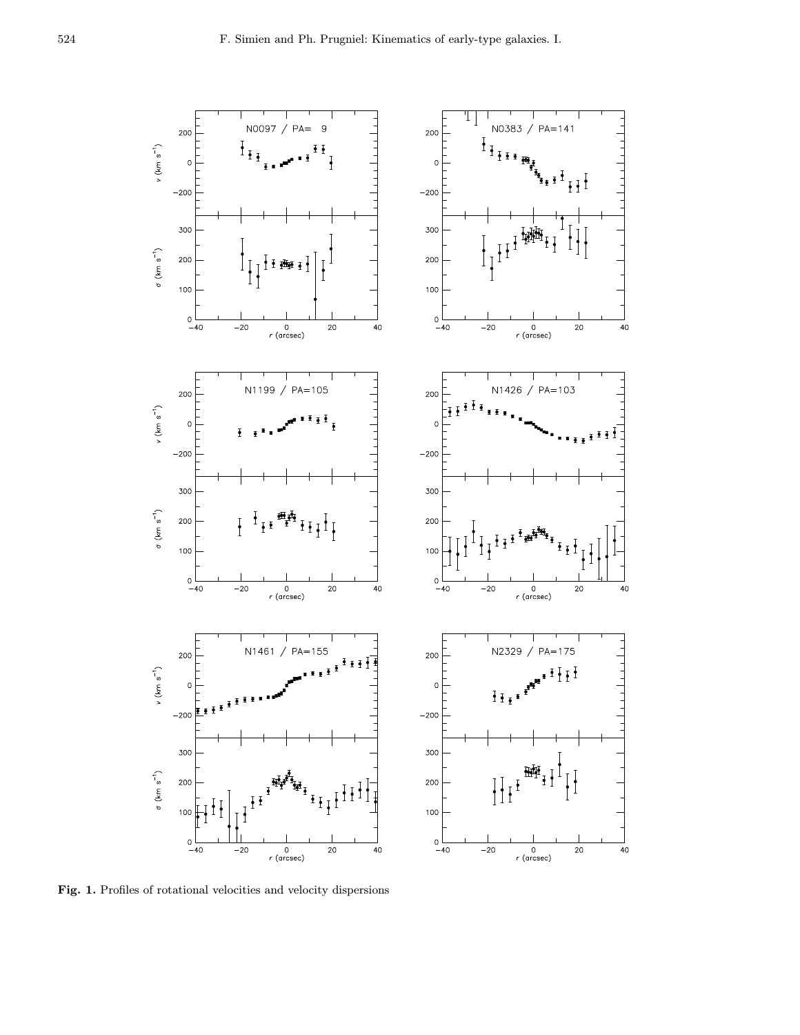**Fig. 1.** Profiles of rotational velocities and velocity dispersions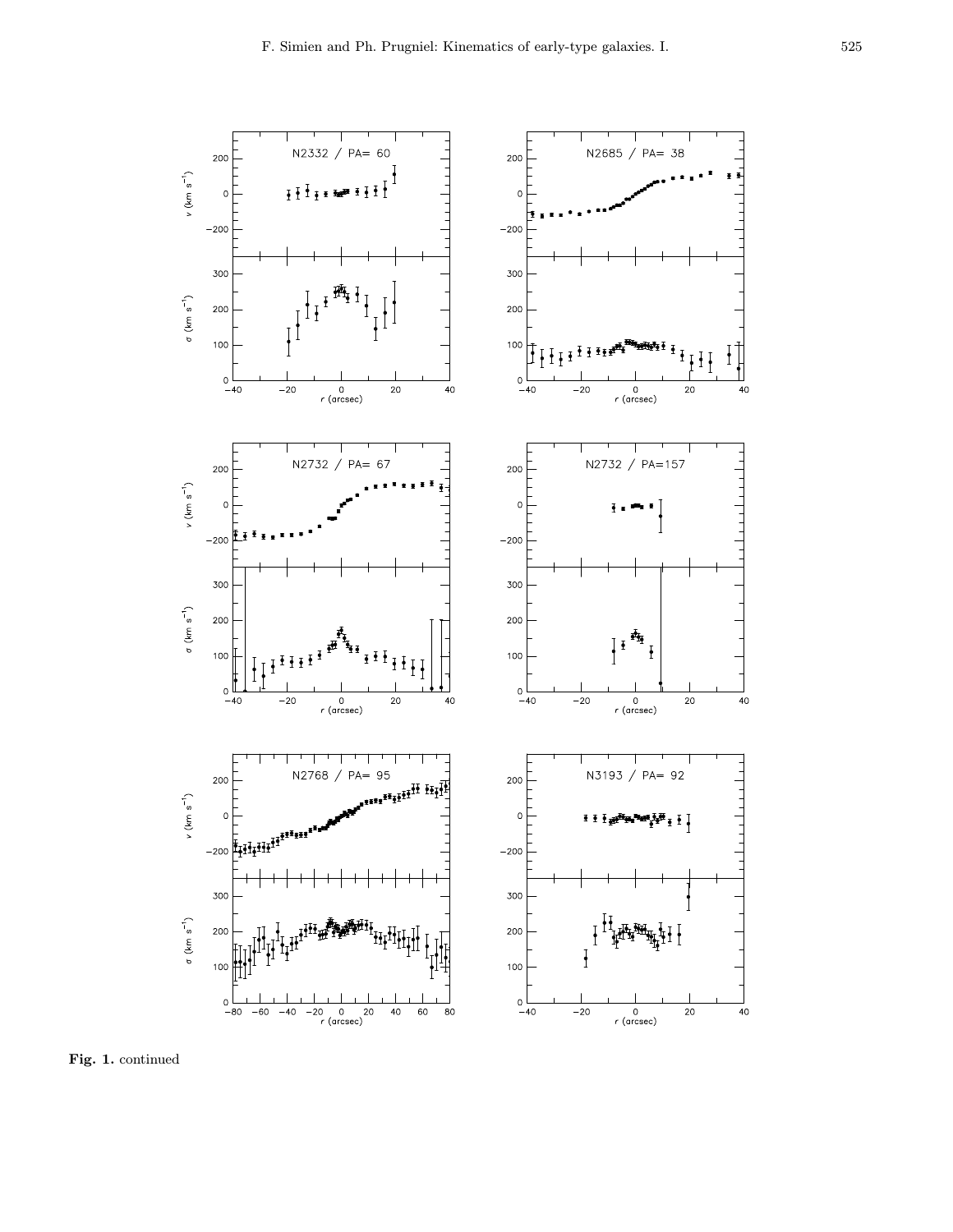**Fig. 1.** continued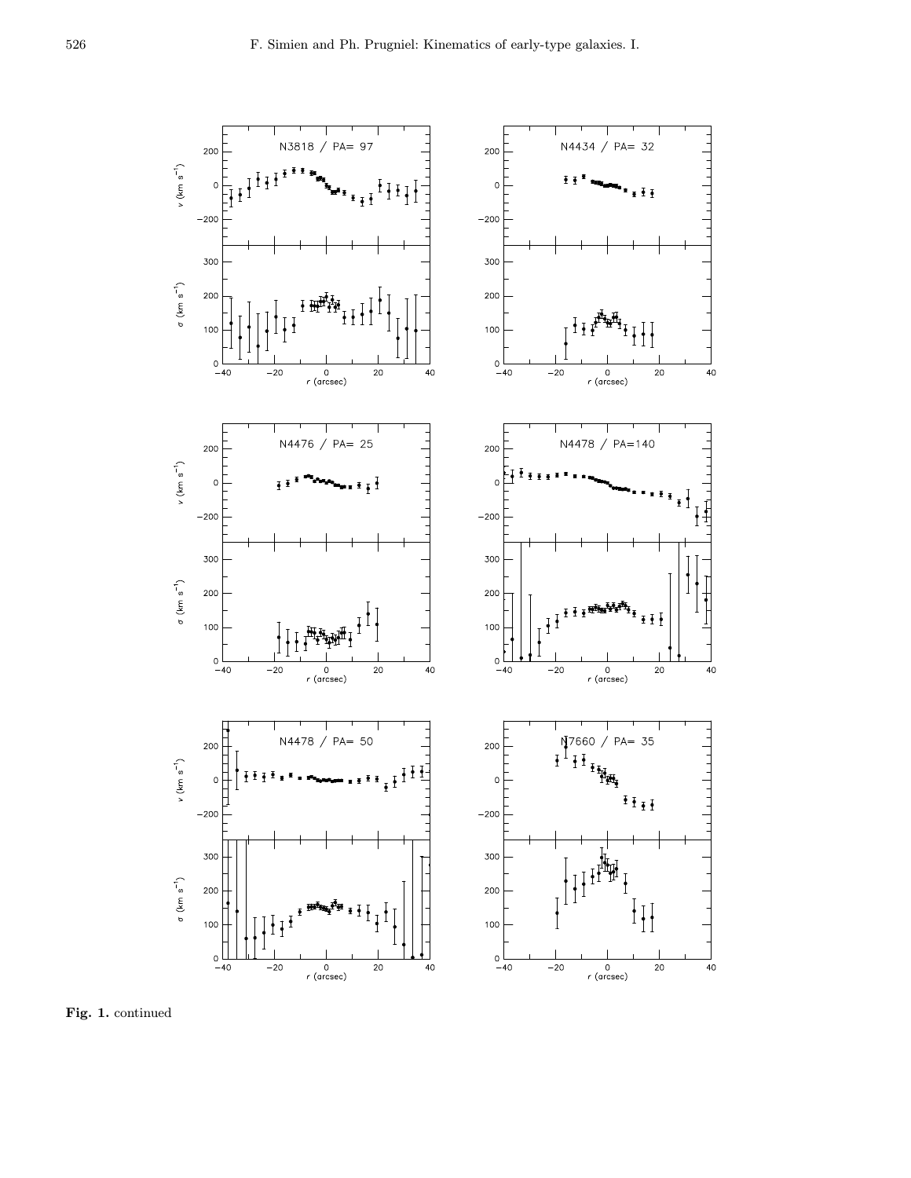**Fig. 1.** continued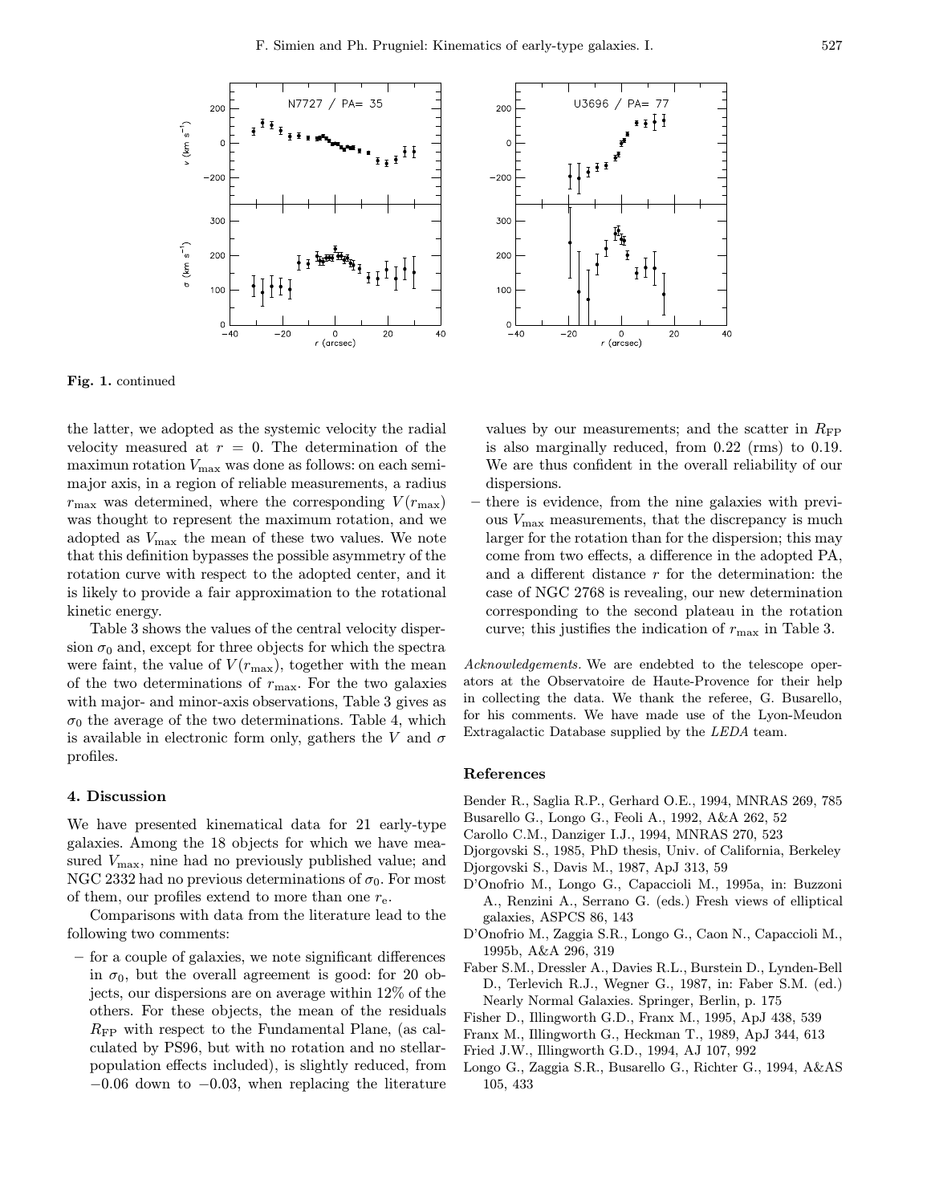Fig. 1. continued

the latter, we adopted as the systemic velocity the radial velocity measured at $r = 0$. The determination of the maximun rotation $V_{\max}$ was done as follows: on each semi-major axis, in a region of reliable measurements, a radius $r_{\max}$ was determined, where the corresponding $V(r_{\max})$ was thought to represent the maximum rotation, and we adopted as $V_{\max}$ the mean of these two values. We note that this definition bypasses the possible asymmetry of the rotation curve with respect to the adopted center, and it is likely to provide a fair approximation to the rotational kinetic energy.

Table 3 shows the values of the central velocity dispersion $\sigma_0$ and, except for three objects for which the spectra were faint, the value of $V(r_{\max})$, together with the mean of the two determinations of $r_{\max}$. For the two galaxies with major- and minor-axis observations, Table 3 gives as $\sigma_0$ the average of the two determinations. Table 4, which is available in electronic form only, gathers the $V$ and $\sigma$ profiles.

## 4. Discussion

We have presented kinematical data for 21 early-type galaxies. Among the 18 objects for which we have measured $V_{\max}$, nine had no previously published value; and NGC 2332 had no previous determinations of $\sigma_0$. For most of them, our profiles extend to more than one $r_{\rm e}$.

Comparisons with data from the literature lead to the following two comments:

- for a couple of galaxies, we note significant differences in $\sigma_0$, but the overall agreement is good: for 20 objects, our dispersions are on average within 12% of the others. For these objects, the mean of the residuals $R_{\rm FP}$ with respect to the Fundamental Plane, (as calculated by PS96, but with no rotation and no stellar-population effects included), is slightly reduced, from $-0.06$ down to $-0.03$, when replacing the literature values by our measurements; and the scatter in $R_{\rm FP}$ is also marginally reduced, from 0.22 (rms) to 0.19. We are thus confident in the overall reliability of our dispersions.
- there is evidence, from the nine galaxies with previous $V_{\max}$ measurements, that the discrepancy is much larger for the rotation than for the dispersion; this may come from two effects, a difference in the adopted PA, and a different distance $r$ for the determination: the case of NGC 2768 is revealing, our new determination corresponding to the second plateau in the rotation curve; this justifies the indication of $r_{\max}$ in Table 3.

*Acknowledgements.* We are endebted to the telescope operators at the Observatoire de Haute-Provence for their help in collecting the data. We thank the referee, G. Busarello, for his comments. We have made use of the Lyon-Meudon Extragalactic Database supplied by the *LEDA* team.

## References

Bender R., Saglia R.P., Gerhard O.E., 1994, MNRAS 269, 785
Busarello G., Longo G., Feoli A., 1992, A&A 262, 52
Carollo C.M., Danziger I.J., 1994, MNRAS 270, 523
Djorgovski S., 1985, PhD thesis, Univ. of California, Berkeley
Djorgovski S., Davis M., 1987, ApJ 313, 59
D'Onofrio M., Longo G., Capaccioli M., 1995a, in: Buzzoni A., Renzini A., Serrano G. (eds.) Fresh views of elliptical galaxies, ASPCS 86, 143
D'Onofrio M., Zaggia S.R., Longo G., Caon N., Capaccioli M., 1995b, A&A 296, 319
Faber S.M., Dressler A., Davies R.L., Burstein D., Lynden-Bell D., Terlevich R.J., Wegner G., 1987, in: Faber S.M. (ed.) Nearly Normal Galaxies. Springer, Berlin, p. 175
Fisher D., Illingworth G.D., Franx M., 1995, ApJ 438, 539
Franx M., Illingworth G., Heckman T., 1989, ApJ 344, 613
Fried J.W., Illingworth G.D., 1994, AJ 107, 992
Longo G., Zaggia S.R., Busarello G., Richter G., 1994, A&AS 105, 433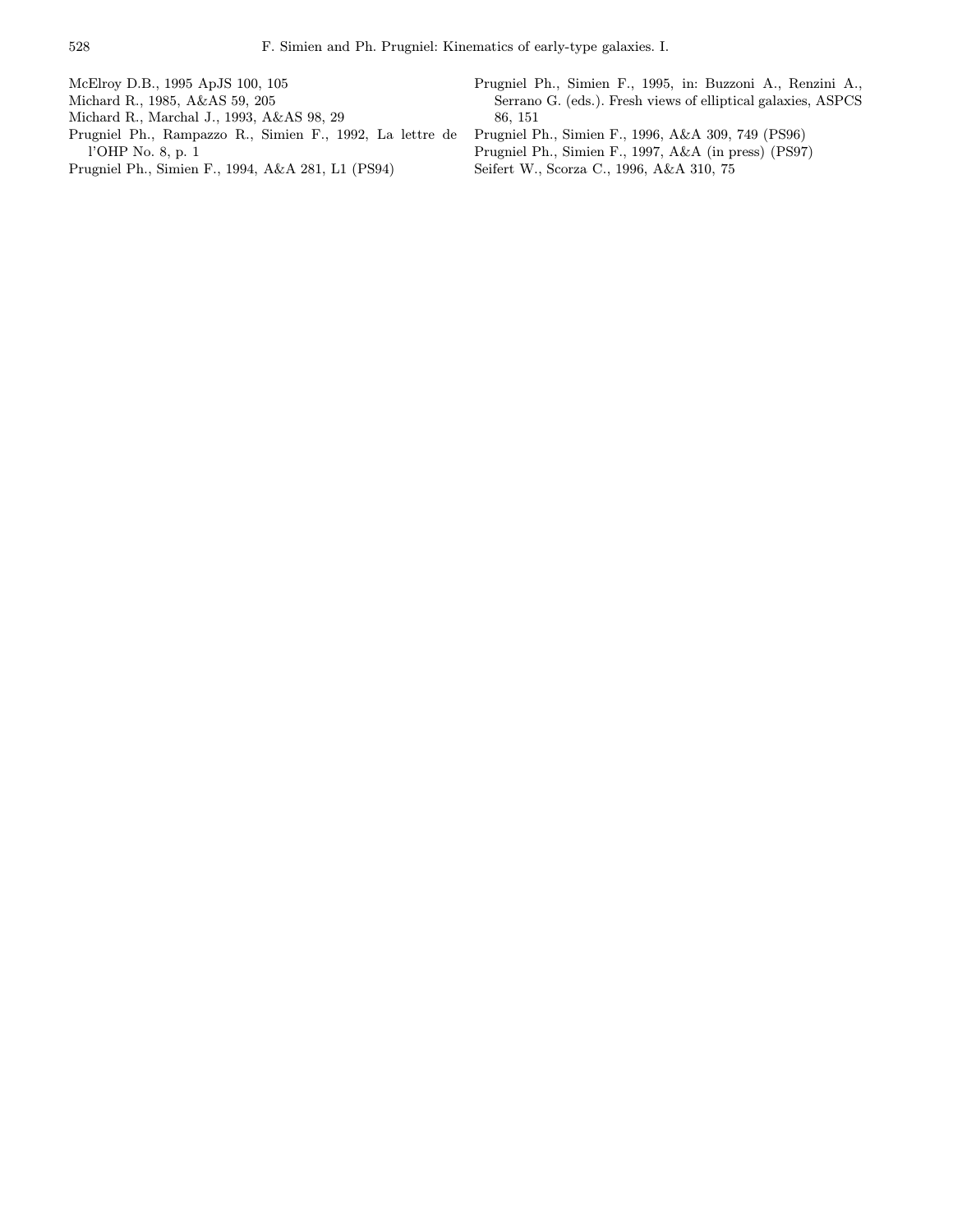McElroy D.B., 1995 ApJS 100, 105

Michard R., 1985, A&AS 59, 205

Michard R., Marchal J., 1993, A&AS 98, 29

Prugniel Ph., Rampazzo R., Simien F., 1992, La lettre de l'OHP No. 8, p. 1

Prugniel Ph., Simien F., 1994, A&A 281, L1 (PS94)

Prugniel Ph., Simien F., 1995, in: Buzzoni A., Renzini A., Serrano G. (eds.). Fresh views of elliptical galaxies, ASPCS 86, 151

Prugniel Ph., Simien F., 1996, A&A 309, 749 (PS96)

Prugniel Ph., Simien F., 1997, A&A (in press) (PS97)

Seifert W., Scorza C., 1996, A&A 310, 75